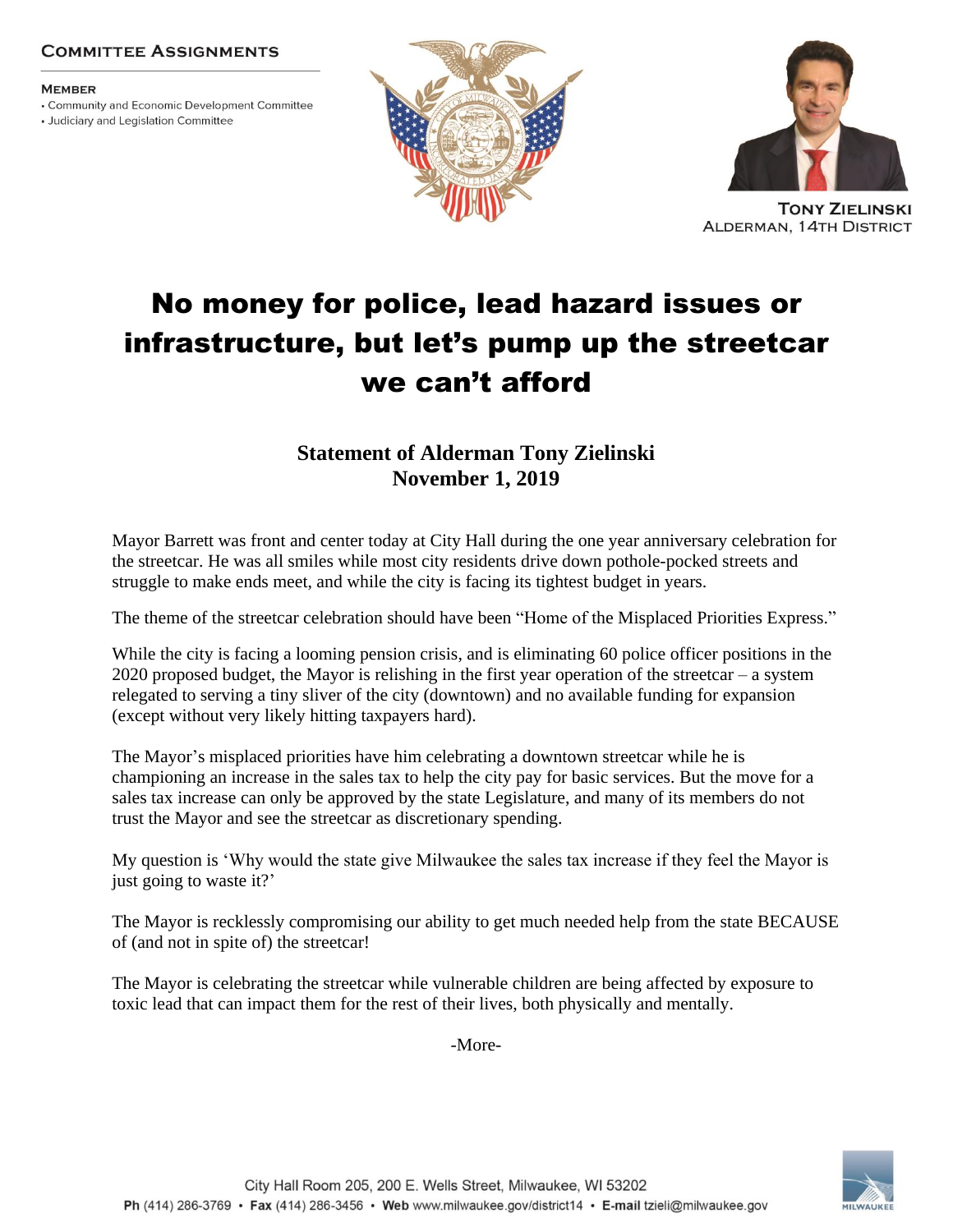**Committee Assignments**

**Member**

- Community and Economic Development Committee
- Judiciary and Legislation Committee

**Tony Zielinski**
Alderman, 14th District

# No money for police, lead hazard issues or infrastructure, but let's pump up the streetcar we can't afford

**Statement of Alderman Tony Zielinski**
**November 1, 2019**

Mayor Barrett was front and center today at City Hall during the one year anniversary celebration for the streetcar. He was all smiles while most city residents drive down pothole-pocked streets and struggle to make ends meet, and while the city is facing its tightest budget in years.

The theme of the streetcar celebration should have been "Home of the Misplaced Priorities Express."

While the city is facing a looming pension crisis, and is eliminating 60 police officer positions in the 2020 proposed budget, the Mayor is relishing in the first year operation of the streetcar – a system relegated to serving a tiny sliver of the city (downtown) and no available funding for expansion (except without very likely hitting taxpayers hard).

The Mayor's misplaced priorities have him celebrating a downtown streetcar while he is championing an increase in the sales tax to help the city pay for basic services. But the move for a sales tax increase can only be approved by the state Legislature, and many of its members do not trust the Mayor and see the streetcar as discretionary spending.

My question is 'Why would the state give Milwaukee the sales tax increase if they feel the Mayor is just going to waste it?'

The Mayor is recklessly compromising our ability to get much needed help from the state BECAUSE of (and not in spite of) the streetcar!

The Mayor is celebrating the streetcar while vulnerable children are being affected by exposure to toxic lead that can impact them for the rest of their lives, both physically and mentally.

-More-

City Hall Room 205, 200 E. Wells Street, Milwaukee, WI 53202
**Ph** (414) 286-3769 • **Fax** (414) 286-3456 • **Web** www.milwaukee.gov/district14 • **E-mail** tzieli@milwaukee.gov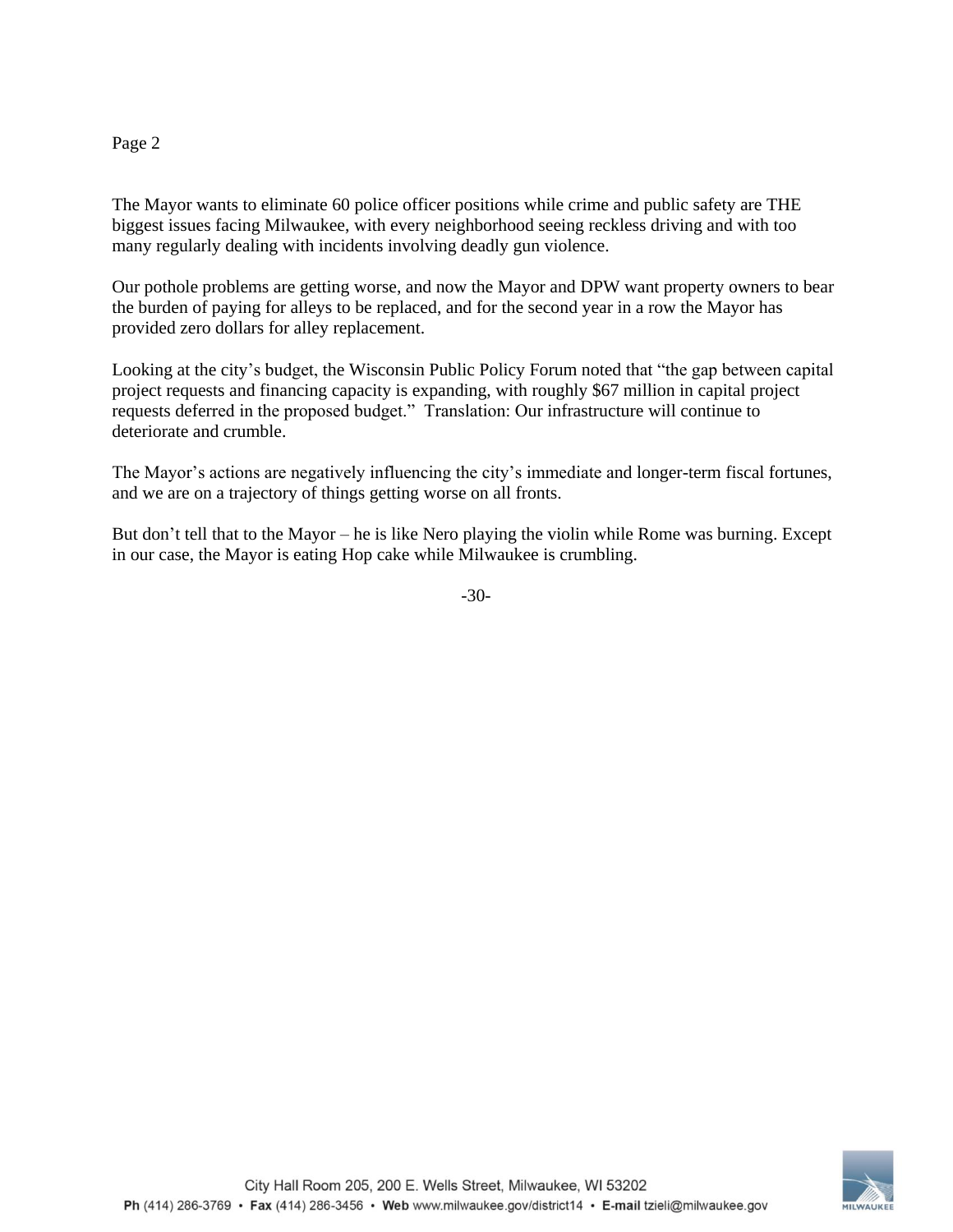The Mayor wants to eliminate 60 police officer positions while crime and public safety are THE biggest issues facing Milwaukee, with every neighborhood seeing reckless driving and with too many regularly dealing with incidents involving deadly gun violence.

Our pothole problems are getting worse, and now the Mayor and DPW want property owners to bear the burden of paying for alleys to be replaced, and for the second year in a row the Mayor has provided zero dollars for alley replacement.

Looking at the city's budget, the Wisconsin Public Policy Forum noted that "the gap between capital project requests and financing capacity is expanding, with roughly $67 million in capital project requests deferred in the proposed budget." Translation: Our infrastructure will continue to deteriorate and crumble.

The Mayor's actions are negatively influencing the city's immediate and longer-term fiscal fortunes, and we are on a trajectory of things getting worse on all fronts.

But don't tell that to the Mayor – he is like Nero playing the violin while Rome was burning. Except in our case, the Mayor is eating Hop cake while Milwaukee is crumbling.

-30-

City Hall Room 205, 200 E. Wells Street, Milwaukee, WI 53202
**Ph** (414) 286-3769 • **Fax** (414) 286-3456 • **Web** www.milwaukee.gov/district14 • **E-mail** tzieli@milwaukee.gov